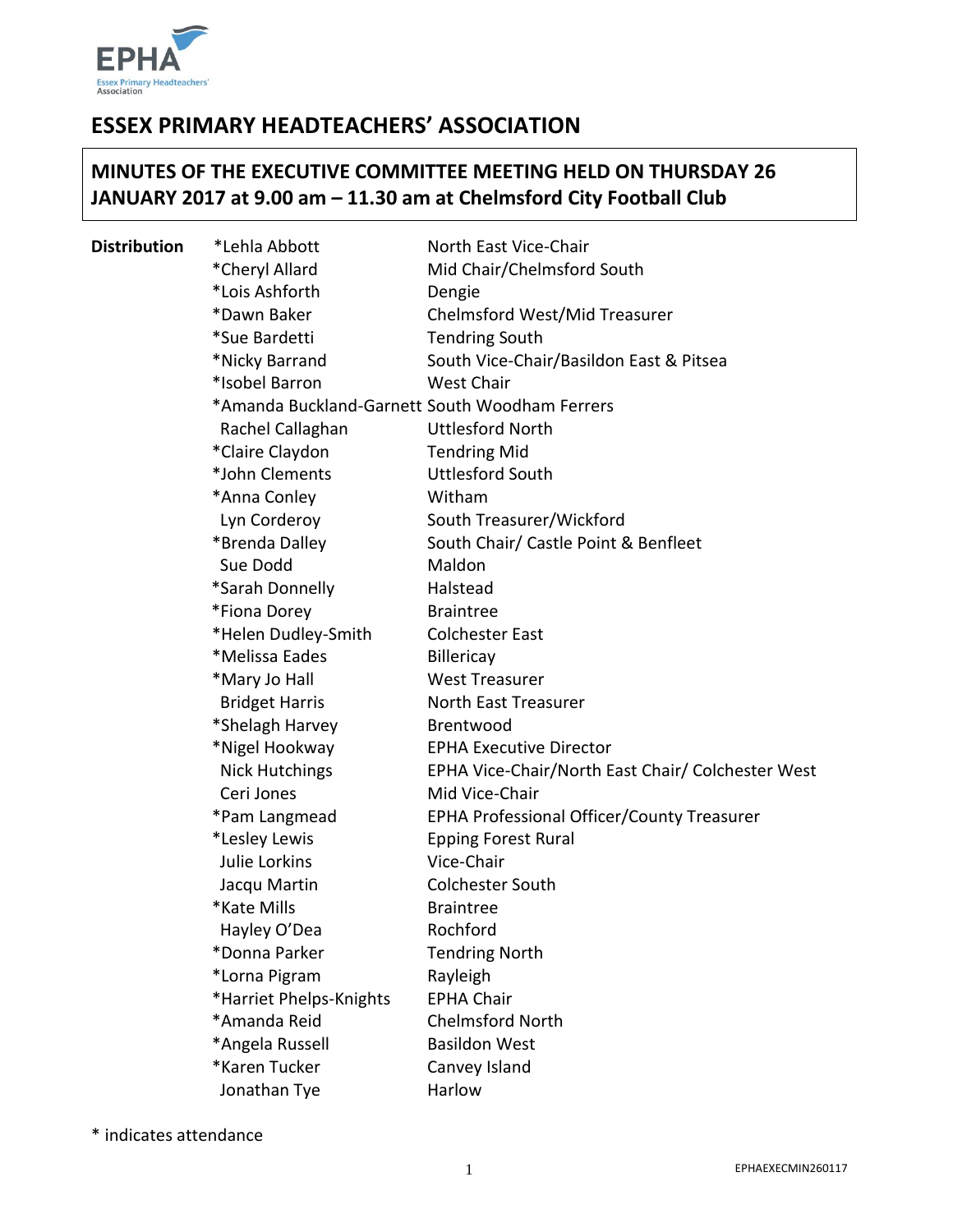# ESSEX PRIMARY HEADTEACHERS' ASSOCIATION

## MINUTES OF THE EXECUTIVE COMMITTEE MEETING HELD ON THURSDAY 26 JANUARY 2017 at 9.00 am – 11.30 am at Chelmsford City Football Club

| | | |
|---|---|---|
| **Distribution** | *Lehla Abbott | North East Vice-Chair |
| | *Cheryl Allard | Mid Chair/Chelmsford South |
| | *Lois Ashforth | Dengie |
| | *Dawn Baker | Chelmsford West/Mid Treasurer |
| | *Sue Bardetti | Tendring South |
| | *Nicky Barrand | South Vice-Chair/Basildon East & Pitsea |
| | *Isobel Barron | West Chair |
| | *Amanda Buckland-Garnett | South Woodham Ferrers |
| | Rachel Callaghan | Uttlesford North |
| | *Claire Claydon | Tendring Mid |
| | *John Clements | Uttlesford South |
| | *Anna Conley | Witham |
| | Lyn Corderoy | South Treasurer/Wickford |
| | *Brenda Dalley | South Chair/ Castle Point & Benfleet |
| | Sue Dodd | Maldon |
| | *Sarah Donnelly | Halstead |
| | *Fiona Dorey | Braintree |
| | *Helen Dudley-Smith | Colchester East |
| | *Melissa Eades | Billericay |
| | *Mary Jo Hall | West Treasurer |
| | Bridget Harris | North East Treasurer |
| | *Shelagh Harvey | Brentwood |
| | *Nigel Hookway | EPHA Executive Director |
| | Nick Hutchings | EPHA Vice-Chair/North East Chair/ Colchester West |
| | Ceri Jones | Mid Vice-Chair |
| | *Pam Langmead | EPHA Professional Officer/County Treasurer |
| | *Lesley Lewis | Epping Forest Rural |
| | Julie Lorkins | Vice-Chair |
| | Jacqu Martin | Colchester South |
| | *Kate Mills | Braintree |
| | Hayley O'Dea | Rochford |
| | *Donna Parker | Tendring North |
| | *Lorna Pigram | Rayleigh |
| | *Harriet Phelps-Knights | EPHA Chair |
| | *Amanda Reid | Chelmsford North |
| | *Angela Russell | Basildon West |
| | *Karen Tucker | Canvey Island |
| | Jonathan Tye | Harlow |

* indicates attendance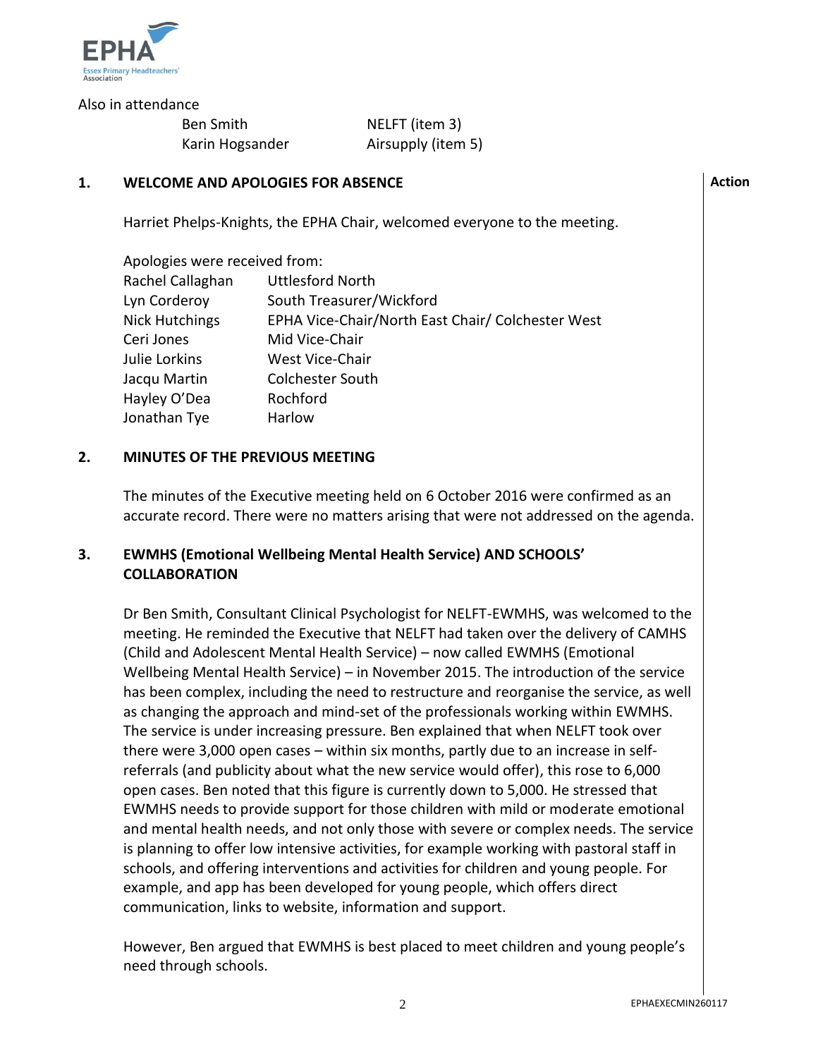Also in attendance

| | |
|---|---|
| Ben Smith | NELFT (item 3) |
| Karin Hogsander | Airsupply (item 5) |

## 1. WELCOME AND APOLOGIES FOR ABSENCE

**Action**

Harriet Phelps-Knights, the EPHA Chair, welcomed everyone to the meeting.

Apologies were received from:

| | |
|---|---|
| Rachel Callaghan | Uttlesford North |
| Lyn Corderoy | South Treasurer/Wickford |
| Nick Hutchings | EPHA Vice-Chair/North East Chair/ Colchester West |
| Ceri Jones | Mid Vice-Chair |
| Julie Lorkins | West Vice-Chair |
| Jacqu Martin | Colchester South |
| Hayley O'Dea | Rochford |
| Jonathan Tye | Harlow |

## 2. MINUTES OF THE PREVIOUS MEETING

The minutes of the Executive meeting held on 6 October 2016 were confirmed as an accurate record. There were no matters arising that were not addressed on the agenda.

## 3. EWMHS (Emotional Wellbeing Mental Health Service) AND SCHOOLS' COLLABORATION

Dr Ben Smith, Consultant Clinical Psychologist for NELFT-EWMHS, was welcomed to the meeting. He reminded the Executive that NELFT had taken over the delivery of CAMHS (Child and Adolescent Mental Health Service) – now called EWMHS (Emotional Wellbeing Mental Health Service) – in November 2015. The introduction of the service has been complex, including the need to restructure and reorganise the service, as well as changing the approach and mind-set of the professionals working within EWMHS. The service is under increasing pressure. Ben explained that when NELFT took over there were 3,000 open cases – within six months, partly due to an increase in self-referrals (and publicity about what the new service would offer), this rose to 6,000 open cases. Ben noted that this figure is currently down to 5,000. He stressed that EWMHS needs to provide support for those children with mild or moderate emotional and mental health needs, and not only those with severe or complex needs. The service is planning to offer low intensive activities, for example working with pastoral staff in schools, and offering interventions and activities for children and young people. For example, and app has been developed for young people, which offers direct communication, links to website, information and support.

However, Ben argued that EWMHS is best placed to meet children and young people's need through schools.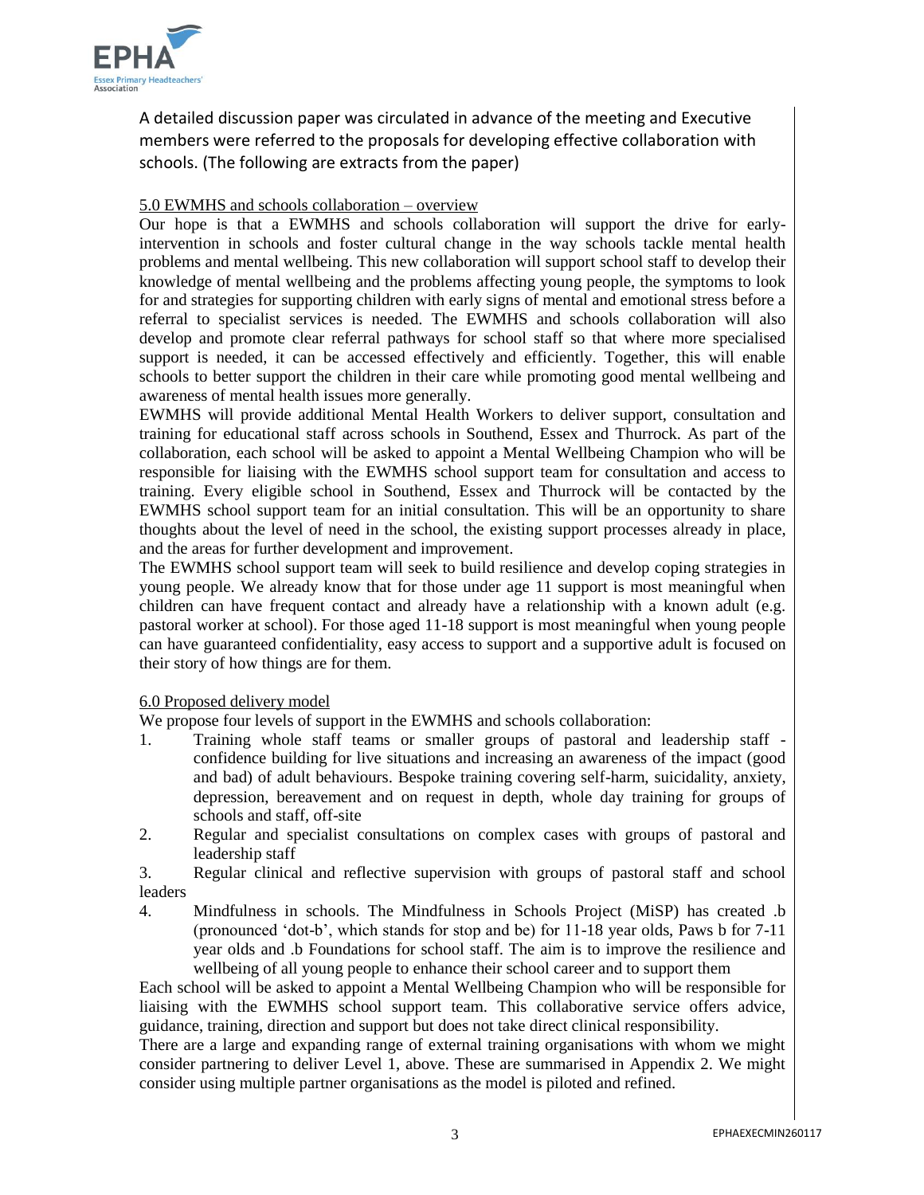A detailed discussion paper was circulated in advance of the meeting and Executive members were referred to the proposals for developing effective collaboration with schools. (The following are extracts from the paper)

<u>5.0 EWMHS and schools collaboration – overview</u>

Our hope is that a EWMHS and schools collaboration will support the drive for early-intervention in schools and foster cultural change in the way schools tackle mental health problems and mental wellbeing. This new collaboration will support school staff to develop their knowledge of mental wellbeing and the problems affecting young people, the symptoms to look for and strategies for supporting children with early signs of mental and emotional stress before a referral to specialist services is needed. The EWMHS and schools collaboration will also develop and promote clear referral pathways for school staff so that where more specialised support is needed, it can be accessed effectively and efficiently. Together, this will enable schools to better support the children in their care while promoting good mental wellbeing and awareness of mental health issues more generally.

EWMHS will provide additional Mental Health Workers to deliver support, consultation and training for educational staff across schools in Southend, Essex and Thurrock. As part of the collaboration, each school will be asked to appoint a Mental Wellbeing Champion who will be responsible for liaising with the EWMHS school support team for consultation and access to training. Every eligible school in Southend, Essex and Thurrock will be contacted by the EWMHS school support team for an initial consultation. This will be an opportunity to share thoughts about the level of need in the school, the existing support processes already in place, and the areas for further development and improvement.

The EWMHS school support team will seek to build resilience and develop coping strategies in young people. We already know that for those under age 11 support is most meaningful when children can have frequent contact and already have a relationship with a known adult (e.g. pastoral worker at school). For those aged 11-18 support is most meaningful when young people can have guaranteed confidentiality, easy access to support and a supportive adult is focused on their story of how things are for them.

<u>6.0 Proposed delivery model</u>

We propose four levels of support in the EWMHS and schools collaboration:

1. Training whole staff teams or smaller groups of pastoral and leadership staff - confidence building for live situations and increasing an awareness of the impact (good and bad) of adult behaviours. Bespoke training covering self-harm, suicidality, anxiety, depression, bereavement and on request in depth, whole day training for groups of schools and staff, off-site
2. Regular and specialist consultations on complex cases with groups of pastoral and leadership staff
3. Regular clinical and reflective supervision with groups of pastoral staff and school leaders
4. Mindfulness in schools. The Mindfulness in Schools Project (MiSP) has created .b (pronounced 'dot-b', which stands for stop and be) for 11-18 year olds, Paws b for 7-11 year olds and .b Foundations for school staff. The aim is to improve the resilience and wellbeing of all young people to enhance their school career and to support them

Each school will be asked to appoint a Mental Wellbeing Champion who will be responsible for liaising with the EWMHS school support team. This collaborative service offers advice, guidance, training, direction and support but does not take direct clinical responsibility.

There are a large and expanding range of external training organisations with whom we might consider partnering to deliver Level 1, above. These are summarised in Appendix 2. We might consider using multiple partner organisations as the model is piloted and refined.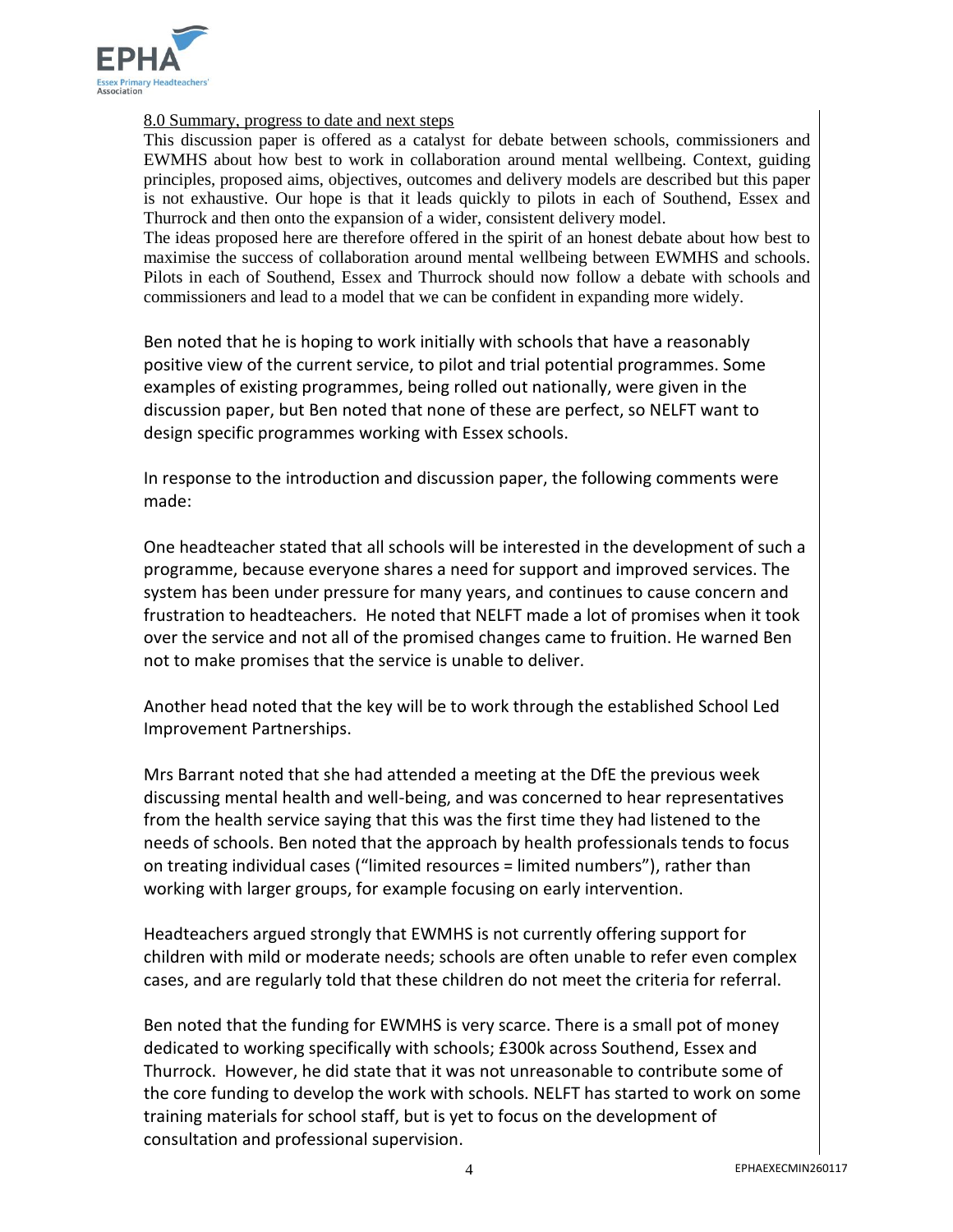8.0 Summary, progress to date and next steps

This discussion paper is offered as a catalyst for debate between schools, commissioners and EWMHS about how best to work in collaboration around mental wellbeing. Context, guiding principles, proposed aims, objectives, outcomes and delivery models are described but this paper is not exhaustive. Our hope is that it leads quickly to pilots in each of Southend, Essex and Thurrock and then onto the expansion of a wider, consistent delivery model.

The ideas proposed here are therefore offered in the spirit of an honest debate about how best to maximise the success of collaboration around mental wellbeing between EWMHS and schools. Pilots in each of Southend, Essex and Thurrock should now follow a debate with schools and commissioners and lead to a model that we can be confident in expanding more widely.

Ben noted that he is hoping to work initially with schools that have a reasonably positive view of the current service, to pilot and trial potential programmes. Some examples of existing programmes, being rolled out nationally, were given in the discussion paper, but Ben noted that none of these are perfect, so NELFT want to design specific programmes working with Essex schools.

In response to the introduction and discussion paper, the following comments were made:

One headteacher stated that all schools will be interested in the development of such a programme, because everyone shares a need for support and improved services. The system has been under pressure for many years, and continues to cause concern and frustration to headteachers. He noted that NELFT made a lot of promises when it took over the service and not all of the promised changes came to fruition. He warned Ben not to make promises that the service is unable to deliver.

Another head noted that the key will be to work through the established School Led Improvement Partnerships.

Mrs Barrant noted that she had attended a meeting at the DfE the previous week discussing mental health and well-being, and was concerned to hear representatives from the health service saying that this was the first time they had listened to the needs of schools. Ben noted that the approach by health professionals tends to focus on treating individual cases ("limited resources = limited numbers"), rather than working with larger groups, for example focusing on early intervention.

Headteachers argued strongly that EWMHS is not currently offering support for children with mild or moderate needs; schools are often unable to refer even complex cases, and are regularly told that these children do not meet the criteria for referral.

Ben noted that the funding for EWMHS is very scarce. There is a small pot of money dedicated to working specifically with schools; £300k across Southend, Essex and Thurrock. However, he did state that it was not unreasonable to contribute some of the core funding to develop the work with schools. NELFT has started to work on some training materials for school staff, but is yet to focus on the development of consultation and professional supervision.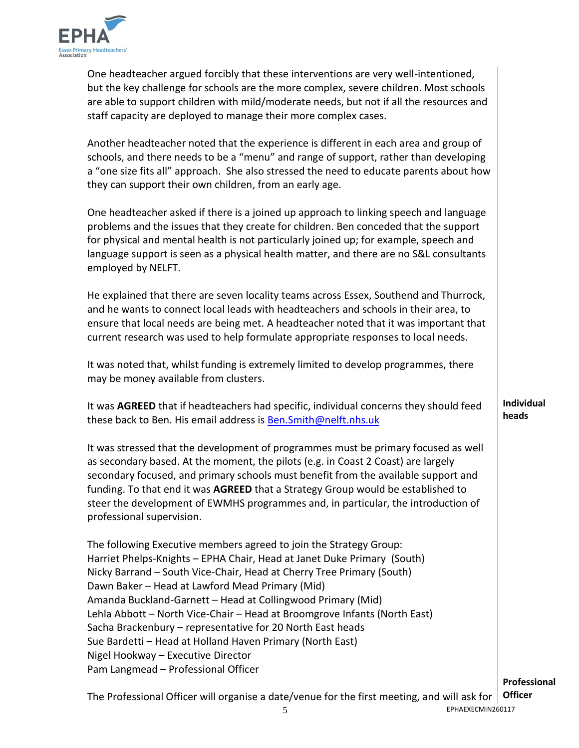One headteacher argued forcibly that these interventions are very well-intentioned, but the key challenge for schools are the more complex, severe children. Most schools are able to support children with mild/moderate needs, but not if all the resources and staff capacity are deployed to manage their more complex cases.

Another headteacher noted that the experience is different in each area and group of schools, and there needs to be a "menu" and range of support, rather than developing a "one size fits all" approach. She also stressed the need to educate parents about how they can support their own children, from an early age.

One headteacher asked if there is a joined up approach to linking speech and language problems and the issues that they create for children. Ben conceded that the support for physical and mental health is not particularly joined up; for example, speech and language support is seen as a physical health matter, and there are no S&L consultants employed by NELFT.

He explained that there are seven locality teams across Essex, Southend and Thurrock, and he wants to connect local leads with headteachers and schools in their area, to ensure that local needs are being met. A headteacher noted that it was important that current research was used to help formulate appropriate responses to local needs.

It was noted that, whilst funding is extremely limited to develop programmes, there may be money available from clusters.

It was **AGREED** that if headteachers had specific, individual concerns they should feed these back to Ben. His email address is Ben.Smith@nelft.nhs.uk

**Individual heads**

It was stressed that the development of programmes must be primary focused as well as secondary based. At the moment, the pilots (e.g. in Coast 2 Coast) are largely secondary focused, and primary schools must benefit from the available support and funding. To that end it was **AGREED** that a Strategy Group would be established to steer the development of EWMHS programmes and, in particular, the introduction of professional supervision.

The following Executive members agreed to join the Strategy Group:
Harriet Phelps-Knights – EPHA Chair, Head at Janet Duke Primary (South)
Nicky Barrand – South Vice-Chair, Head at Cherry Tree Primary (South)
Dawn Baker – Head at Lawford Mead Primary (Mid)
Amanda Buckland-Garnett – Head at Collingwood Primary (Mid)
Lehla Abbott – North Vice-Chair – Head at Broomgrove Infants (North East)
Sacha Brackenbury – representative for 20 North East heads
Sue Bardetti – Head at Holland Haven Primary (North East)
Nigel Hookway – Executive Director
Pam Langmead – Professional Officer

The Professional Officer will organise a date/venue for the first meeting, and will ask for

**Professional Officer**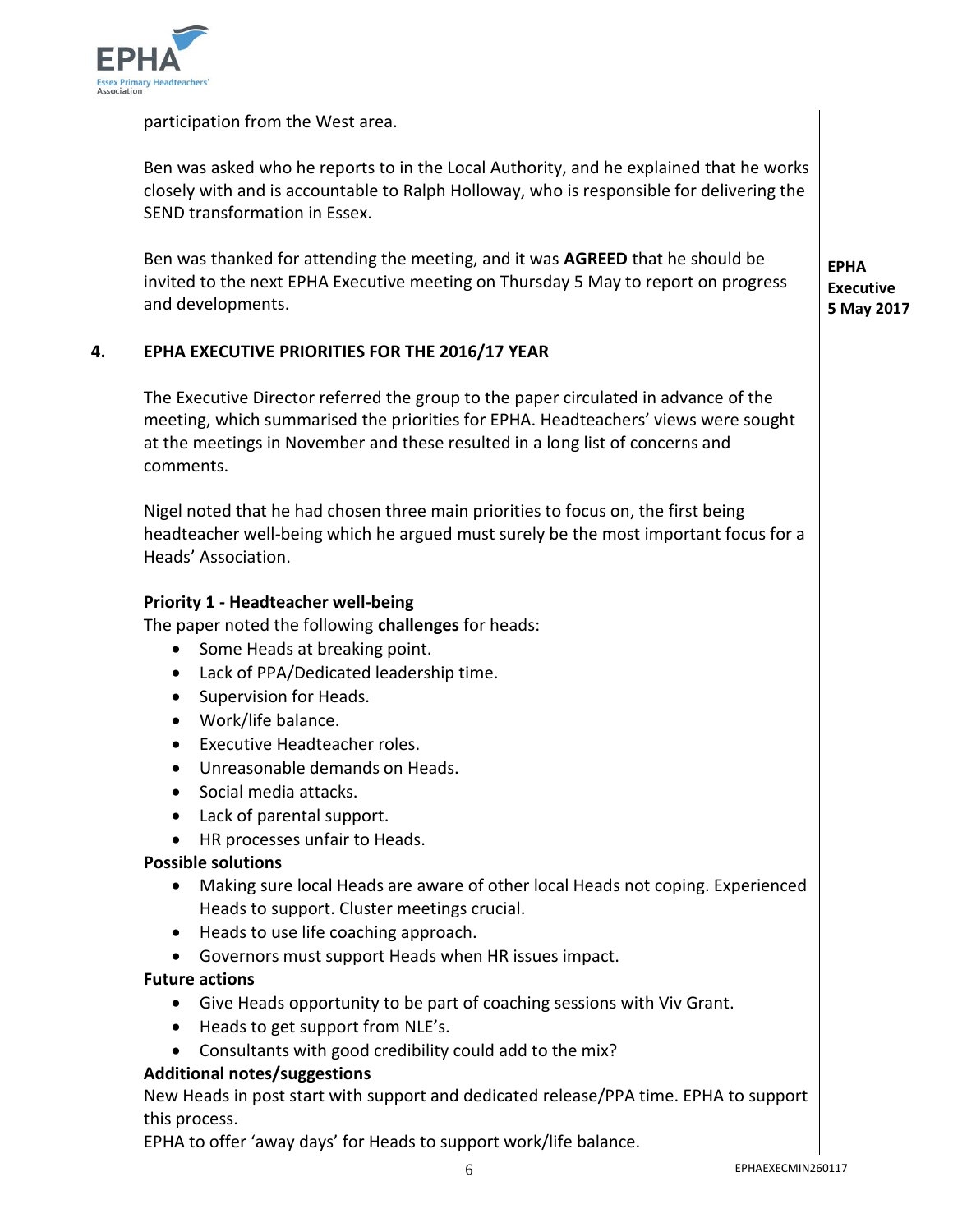participation from the West area.

Ben was asked who he reports to in the Local Authority, and he explained that he works closely with and is accountable to Ralph Holloway, who is responsible for delivering the SEND transformation in Essex.

Ben was thanked for attending the meeting, and it was **AGREED** that he should be invited to the next EPHA Executive meeting on Thursday 5 May to report on progress and developments.

**EPHA Executive 5 May 2017**

## 4. EPHA EXECUTIVE PRIORITIES FOR THE 2016/17 YEAR

The Executive Director referred the group to the paper circulated in advance of the meeting, which summarised the priorities for EPHA. Headteachers' views were sought at the meetings in November and these resulted in a long list of concerns and comments.

Nigel noted that he had chosen three main priorities to focus on, the first being headteacher well-being which he argued must surely be the most important focus for a Heads' Association.

**Priority 1 - Headteacher well-being**

The paper noted the following **challenges** for heads:

- Some Heads at breaking point.
- Lack of PPA/Dedicated leadership time.
- Supervision for Heads.
- Work/life balance.
- Executive Headteacher roles.
- Unreasonable demands on Heads.
- Social media attacks.
- Lack of parental support.
- HR processes unfair to Heads.

**Possible solutions**

- Making sure local Heads are aware of other local Heads not coping. Experienced Heads to support. Cluster meetings crucial.
- Heads to use life coaching approach.
- Governors must support Heads when HR issues impact.

**Future actions**

- Give Heads opportunity to be part of coaching sessions with Viv Grant.
- Heads to get support from NLE's.
- Consultants with good credibility could add to the mix?

**Additional notes/suggestions**

New Heads in post start with support and dedicated release/PPA time. EPHA to support this process.

EPHA to offer 'away days' for Heads to support work/life balance.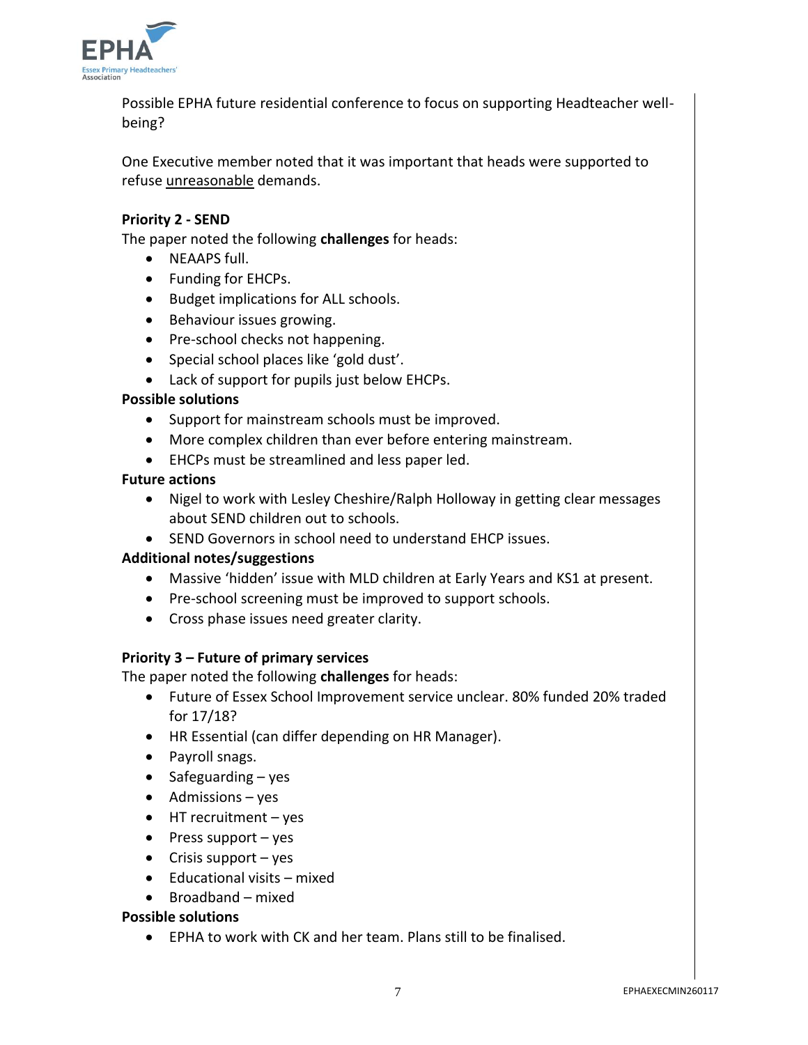Possible EPHA future residential conference to focus on supporting Headteacher well-being?

One Executive member noted that it was important that heads were supported to refuse unreasonable demands.

**Priority 2 - SEND**

The paper noted the following **challenges** for heads:

- NEAAPS full.
- Funding for EHCPs.
- Budget implications for ALL schools.
- Behaviour issues growing.
- Pre-school checks not happening.
- Special school places like 'gold dust'.
- Lack of support for pupils just below EHCPs.

**Possible solutions**

- Support for mainstream schools must be improved.
- More complex children than ever before entering mainstream.
- EHCPs must be streamlined and less paper led.

**Future actions**

- Nigel to work with Lesley Cheshire/Ralph Holloway in getting clear messages about SEND children out to schools.
- SEND Governors in school need to understand EHCP issues.

**Additional notes/suggestions**

- Massive 'hidden' issue with MLD children at Early Years and KS1 at present.
- Pre-school screening must be improved to support schools.
- Cross phase issues need greater clarity.

**Priority 3 – Future of primary services**

The paper noted the following **challenges** for heads:

- Future of Essex School Improvement service unclear. 80% funded 20% traded for 17/18?
- HR Essential (can differ depending on HR Manager).
- Payroll snags.
- Safeguarding – yes
- Admissions – yes
- HT recruitment – yes
- Press support – yes
- Crisis support – yes
- Educational visits – mixed
- Broadband – mixed

**Possible solutions**

- EPHA to work with CK and her team. Plans still to be finalised.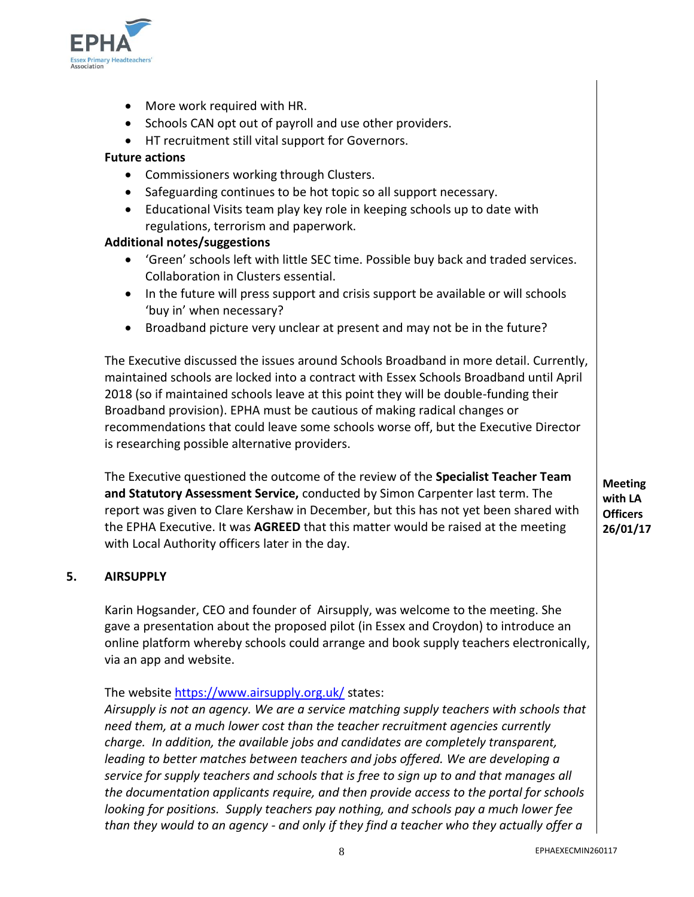- More work required with HR.
- Schools CAN opt out of payroll and use other providers.
- HT recruitment still vital support for Governors.

**Future actions**

- Commissioners working through Clusters.
- Safeguarding continues to be hot topic so all support necessary.
- Educational Visits team play key role in keeping schools up to date with regulations, terrorism and paperwork.

**Additional notes/suggestions**

- 'Green' schools left with little SEC time. Possible buy back and traded services. Collaboration in Clusters essential.
- In the future will press support and crisis support be available or will schools 'buy in' when necessary?
- Broadband picture very unclear at present and may not be in the future?

The Executive discussed the issues around Schools Broadband in more detail. Currently, maintained schools are locked into a contract with Essex Schools Broadband until April 2018 (so if maintained schools leave at this point they will be double-funding their Broadband provision). EPHA must be cautious of making radical changes or recommendations that could leave some schools worse off, but the Executive Director is researching possible alternative providers.

The Executive questioned the outcome of the review of the **Specialist Teacher Team and Statutory Assessment Service,** conducted by Simon Carpenter last term. The report was given to Clare Kershaw in December, but this has not yet been shared with the EPHA Executive. It was **AGREED** that this matter would be raised at the meeting with Local Authority officers later in the day.

**Meeting with LA Officers 26/01/17**

## 5. AIRSUPPLY

Karin Hogsander, CEO and founder of Airsupply, was welcome to the meeting. She gave a presentation about the proposed pilot (in Essex and Croydon) to introduce an online platform whereby schools could arrange and book supply teachers electronically, via an app and website.

The website https://www.airsupply.org.uk/ states:
*Airsupply is not an agency. We are a service matching supply teachers with schools that need them, at a much lower cost than the teacher recruitment agencies currently charge. In addition, the available jobs and candidates are completely transparent, leading to better matches between teachers and jobs offered. We are developing a service for supply teachers and schools that is free to sign up to and that manages all the documentation applicants require, and then provide access to the portal for schools looking for positions. Supply teachers pay nothing, and schools pay a much lower fee than they would to an agency - and only if they find a teacher who they actually offer a*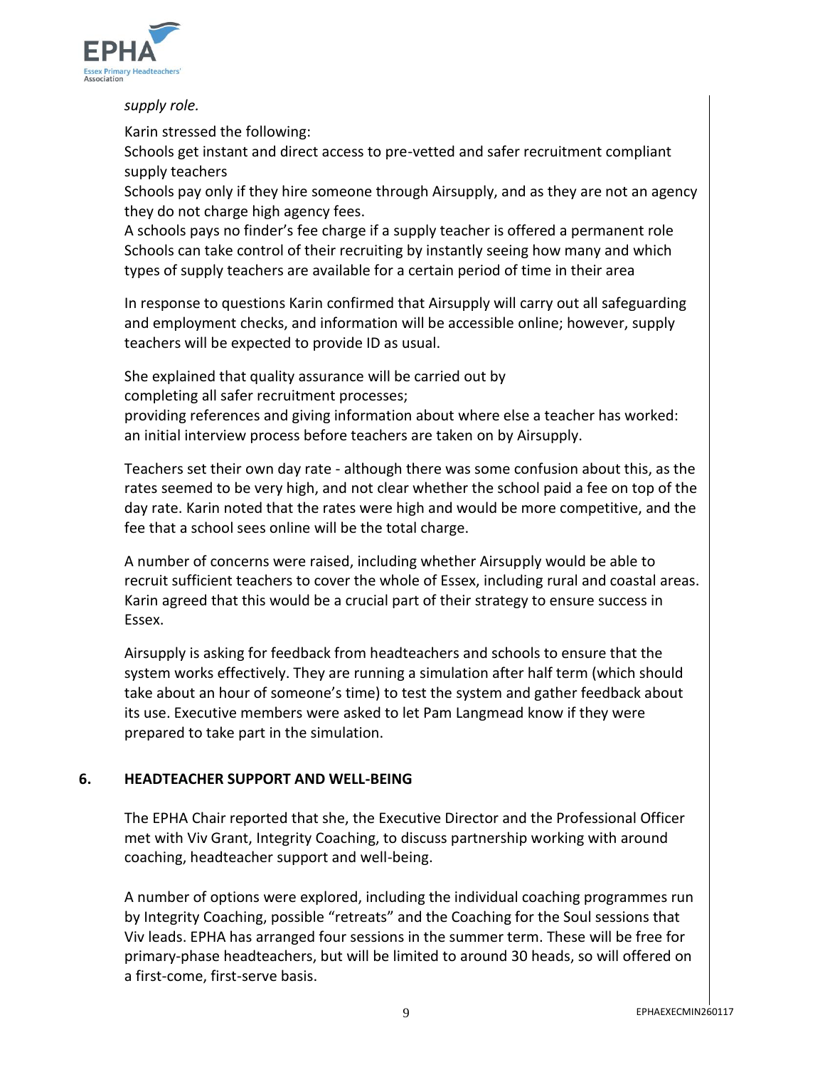*supply role.*

Karin stressed the following:

Schools get instant and direct access to pre-vetted and safer recruitment compliant supply teachers

Schools pay only if they hire someone through Airsupply, and as they are not an agency they do not charge high agency fees.

A schools pays no finder's fee charge if a supply teacher is offered a permanent role

Schools can take control of their recruiting by instantly seeing how many and which types of supply teachers are available for a certain period of time in their area

In response to questions Karin confirmed that Airsupply will carry out all safeguarding and employment checks, and information will be accessible online; however, supply teachers will be expected to provide ID as usual.

She explained that quality assurance will be carried out by
completing all safer recruitment processes;
providing references and giving information about where else a teacher has worked:
an initial interview process before teachers are taken on by Airsupply.

Teachers set their own day rate - although there was some confusion about this, as the rates seemed to be very high, and not clear whether the school paid a fee on top of the day rate. Karin noted that the rates were high and would be more competitive, and the fee that a school sees online will be the total charge.

A number of concerns were raised, including whether Airsupply would be able to recruit sufficient teachers to cover the whole of Essex, including rural and coastal areas. Karin agreed that this would be a crucial part of their strategy to ensure success in Essex.

Airsupply is asking for feedback from headteachers and schools to ensure that the system works effectively. They are running a simulation after half term (which should take about an hour of someone's time) to test the system and gather feedback about its use. Executive members were asked to let Pam Langmead know if they were prepared to take part in the simulation.

## 6. HEADTEACHER SUPPORT AND WELL-BEING

The EPHA Chair reported that she, the Executive Director and the Professional Officer met with Viv Grant, Integrity Coaching, to discuss partnership working with around coaching, headteacher support and well-being.

A number of options were explored, including the individual coaching programmes run by Integrity Coaching, possible "retreats" and the Coaching for the Soul sessions that Viv leads. EPHA has arranged four sessions in the summer term. These will be free for primary-phase headteachers, but will be limited to around 30 heads, so will offered on a first-come, first-serve basis.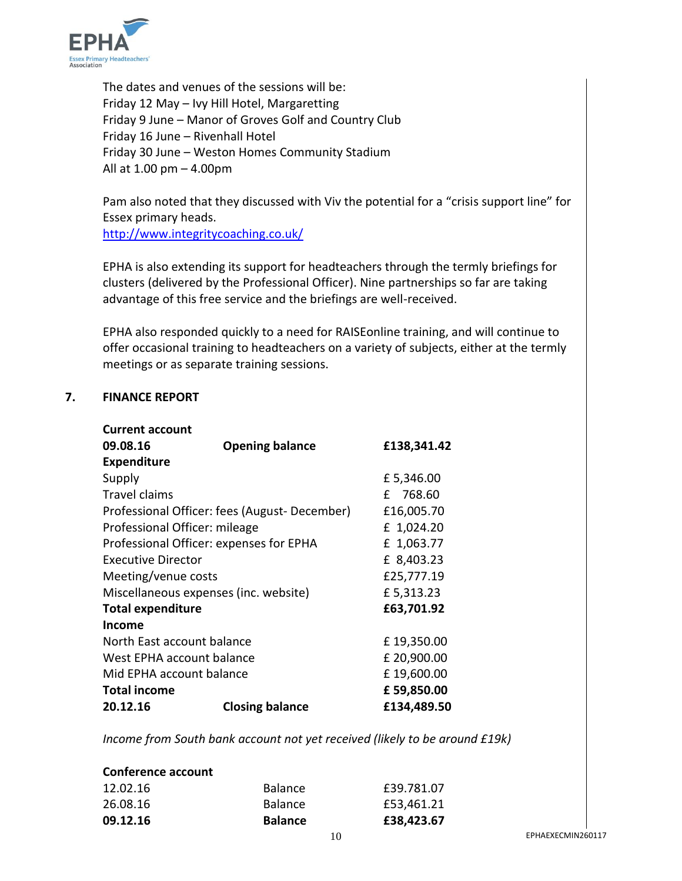The dates and venues of the sessions will be:
Friday 12 May – Ivy Hill Hotel, Margaretting
Friday 9 June – Manor of Groves Golf and Country Club
Friday 16 June – Rivenhall Hotel
Friday 30 June – Weston Homes Community Stadium
All at 1.00 pm – 4.00pm

Pam also noted that they discussed with Viv the potential for a "crisis support line" for Essex primary heads.
http://www.integritycoaching.co.uk/

EPHA is also extending its support for headteachers through the termly briefings for clusters (delivered by the Professional Officer). Nine partnerships so far are taking advantage of this free service and the briefings are well-received.

EPHA also responded quickly to a need for RAISEonline training, and will continue to offer occasional training to headteachers on a variety of subjects, either at the termly meetings or as separate training sessions.

## 7. FINANCE REPORT

| | | |
|---|---|---|
| **Current account** | | |
| **09.08.16** | **Opening balance** | **£138,341.42** |
| **Expenditure** | | |
| Supply | | £ 5,346.00 |
| Travel claims | | £ 768.60 |
| Professional Officer: fees (August- December) | | £16,005.70 |
| Professional Officer: mileage | | £ 1,024.20 |
| Professional Officer: expenses for EPHA | | £ 1,063.77 |
| Executive Director | | £ 8,403.23 |
| Meeting/venue costs | | £25,777.19 |
| Miscellaneous expenses (inc. website) | | £ 5,313.23 |
| **Total expenditure** | | **£63,701.92** |
| **Income** | | |
| North East account balance | | £ 19,350.00 |
| West EPHA account balance | | £ 20,900.00 |
| Mid EPHA account balance | | £ 19,600.00 |
| **Total income** | | **£ 59,850.00** |
| **20.12.16** | **Closing balance** | **£134,489.50** |

*Income from South bank account not yet received (likely to be around £19k)*

| | | |
|---|---|---|
| **Conference account** | | |
| 12.02.16 | Balance | £39.781.07 |
| 26.08.16 | Balance | £53,461.21 |
| **09.12.16** | **Balance** | **£38,423.67** |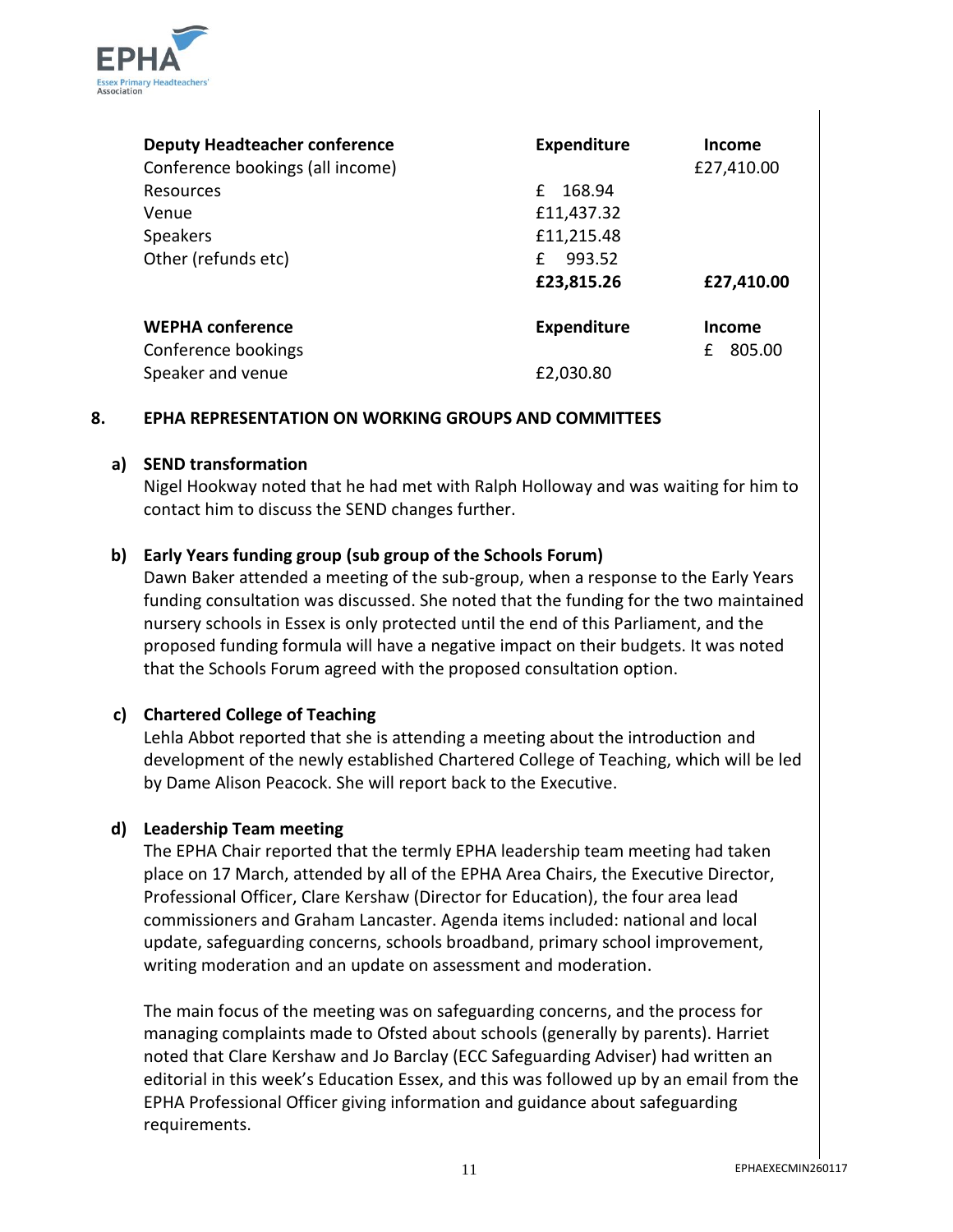| Deputy Headteacher conference | Expenditure | Income |
|---|---|---|
| Conference bookings (all income) | | £27,410.00 |
| Resources | £ 168.94 | |
| Venue | £11,437.32 | |
| Speakers | £11,215.48 | |
| Other (refunds etc) | £ 993.52 | |
| | **£23,815.26** | **£27,410.00** |

| WEPHA conference | Expenditure | Income |
|---|---|---|
| Conference bookings | | £ 805.00 |
| Speaker and venue | £2,030.80 | |

## 8. EPHA REPRESENTATION ON WORKING GROUPS AND COMMITTEES

**a) SEND transformation**

Nigel Hookway noted that he had met with Ralph Holloway and was waiting for him to contact him to discuss the SEND changes further.

**b) Early Years funding group (sub group of the Schools Forum)**

Dawn Baker attended a meeting of the sub-group, when a response to the Early Years funding consultation was discussed. She noted that the funding for the two maintained nursery schools in Essex is only protected until the end of this Parliament, and the proposed funding formula will have a negative impact on their budgets. It was noted that the Schools Forum agreed with the proposed consultation option.

**c) Chartered College of Teaching**

Lehla Abbot reported that she is attending a meeting about the introduction and development of the newly established Chartered College of Teaching, which will be led by Dame Alison Peacock. She will report back to the Executive.

**d) Leadership Team meeting**

The EPHA Chair reported that the termly EPHA leadership team meeting had taken place on 17 March, attended by all of the EPHA Area Chairs, the Executive Director, Professional Officer, Clare Kershaw (Director for Education), the four area lead commissioners and Graham Lancaster. Agenda items included: national and local update, safeguarding concerns, schools broadband, primary school improvement, writing moderation and an update on assessment and moderation.

The main focus of the meeting was on safeguarding concerns, and the process for managing complaints made to Ofsted about schools (generally by parents). Harriet noted that Clare Kershaw and Jo Barclay (ECC Safeguarding Adviser) had written an editorial in this week's Education Essex, and this was followed up by an email from the EPHA Professional Officer giving information and guidance about safeguarding requirements.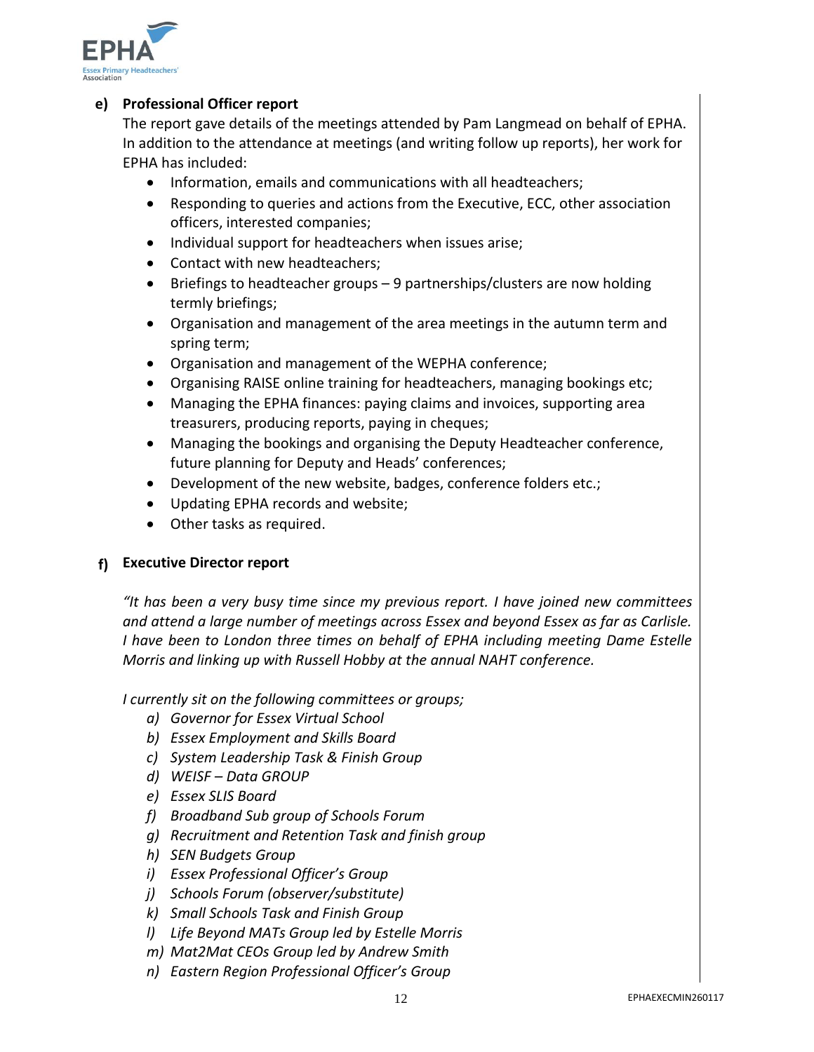**e) Professional Officer report**

The report gave details of the meetings attended by Pam Langmead on behalf of EPHA. In addition to the attendance at meetings (and writing follow up reports), her work for EPHA has included:

- Information, emails and communications with all headteachers;
- Responding to queries and actions from the Executive, ECC, other association officers, interested companies;
- Individual support for headteachers when issues arise;
- Contact with new headteachers;
- Briefings to headteacher groups – 9 partnerships/clusters are now holding termly briefings;
- Organisation and management of the area meetings in the autumn term and spring term;
- Organisation and management of the WEPHA conference;
- Organising RAISE online training for headteachers, managing bookings etc;
- Managing the EPHA finances: paying claims and invoices, supporting area treasurers, producing reports, paying in cheques;
- Managing the bookings and organising the Deputy Headteacher conference, future planning for Deputy and Heads' conferences;
- Development of the new website, badges, conference folders etc.;
- Updating EPHA records and website;
- Other tasks as required.

**f) Executive Director report**

*"It has been a very busy time since my previous report. I have joined new committees and attend a large number of meetings across Essex and beyond Essex as far as Carlisle. I have been to London three times on behalf of EPHA including meeting Dame Estelle Morris and linking up with Russell Hobby at the annual NAHT conference.*

*I currently sit on the following committees or groups;*

*a) Governor for Essex Virtual School*
*b) Essex Employment and Skills Board*
*c) System Leadership Task & Finish Group*
*d) WEISF – Data GROUP*
*e) Essex SLIS Board*
*f) Broadband Sub group of Schools Forum*
*g) Recruitment and Retention Task and finish group*
*h) SEN Budgets Group*
*i) Essex Professional Officer's Group*
*j) Schools Forum (observer/substitute)*
*k) Small Schools Task and Finish Group*
*l) Life Beyond MATs Group led by Estelle Morris*
*m) Mat2Mat CEOs Group led by Andrew Smith*
*n) Eastern Region Professional Officer's Group*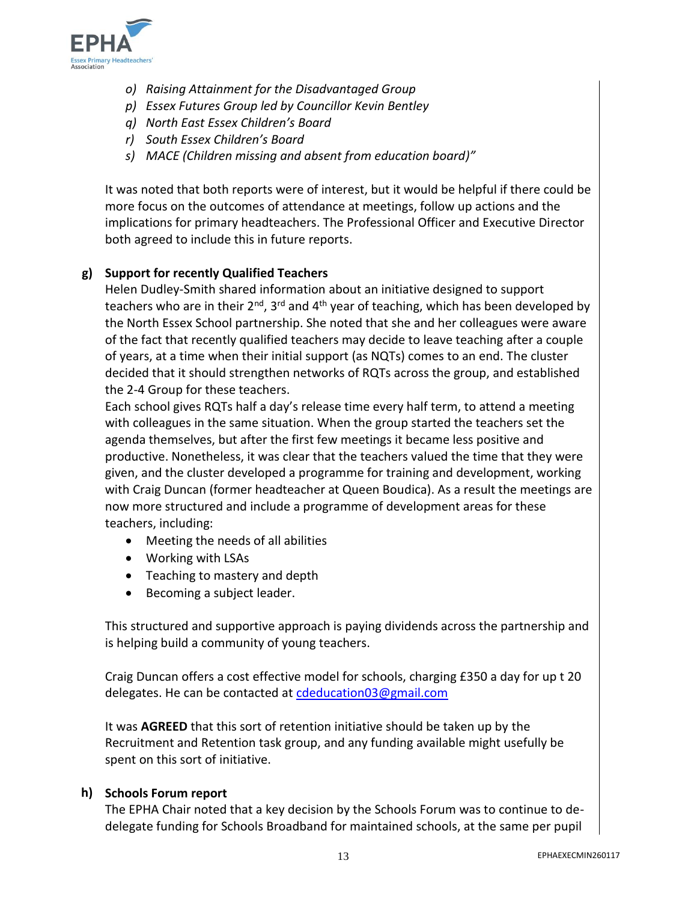*o) Raising Attainment for the Disadvantaged Group*
*p) Essex Futures Group led by Councillor Kevin Bentley*
*q) North East Essex Children's Board*
*r) South Essex Children's Board*
*s) MACE (Children missing and absent from education board)"*

It was noted that both reports were of interest, but it would be helpful if there could be more focus on the outcomes of attendance at meetings, follow up actions and the implications for primary headteachers. The Professional Officer and Executive Director both agreed to include this in future reports.

**g) Support for recently Qualified Teachers**

Helen Dudley-Smith shared information about an initiative designed to support teachers who are in their 2nd, 3rd and 4th year of teaching, which has been developed by the North Essex School partnership. She noted that she and her colleagues were aware of the fact that recently qualified teachers may decide to leave teaching after a couple of years, at a time when their initial support (as NQTs) comes to an end. The cluster decided that it should strengthen networks of RQTs across the group, and established the 2-4 Group for these teachers.

Each school gives RQTs half a day's release time every half term, to attend a meeting with colleagues in the same situation. When the group started the teachers set the agenda themselves, but after the first few meetings it became less positive and productive. Nonetheless, it was clear that the teachers valued the time that they were given, and the cluster developed a programme for training and development, working with Craig Duncan (former headteacher at Queen Boudica). As a result the meetings are now more structured and include a programme of development areas for these teachers, including:

- Meeting the needs of all abilities
- Working with LSAs
- Teaching to mastery and depth
- Becoming a subject leader.

This structured and supportive approach is paying dividends across the partnership and is helping build a community of young teachers.

Craig Duncan offers a cost effective model for schools, charging £350 a day for up t 20 delegates. He can be contacted at cdeducation03@gmail.com

It was **AGREED** that this sort of retention initiative should be taken up by the Recruitment and Retention task group, and any funding available might usefully be spent on this sort of initiative.

**h) Schools Forum report**

The EPHA Chair noted that a key decision by the Schools Forum was to continue to de-delegate funding for Schools Broadband for maintained schools, at the same per pupil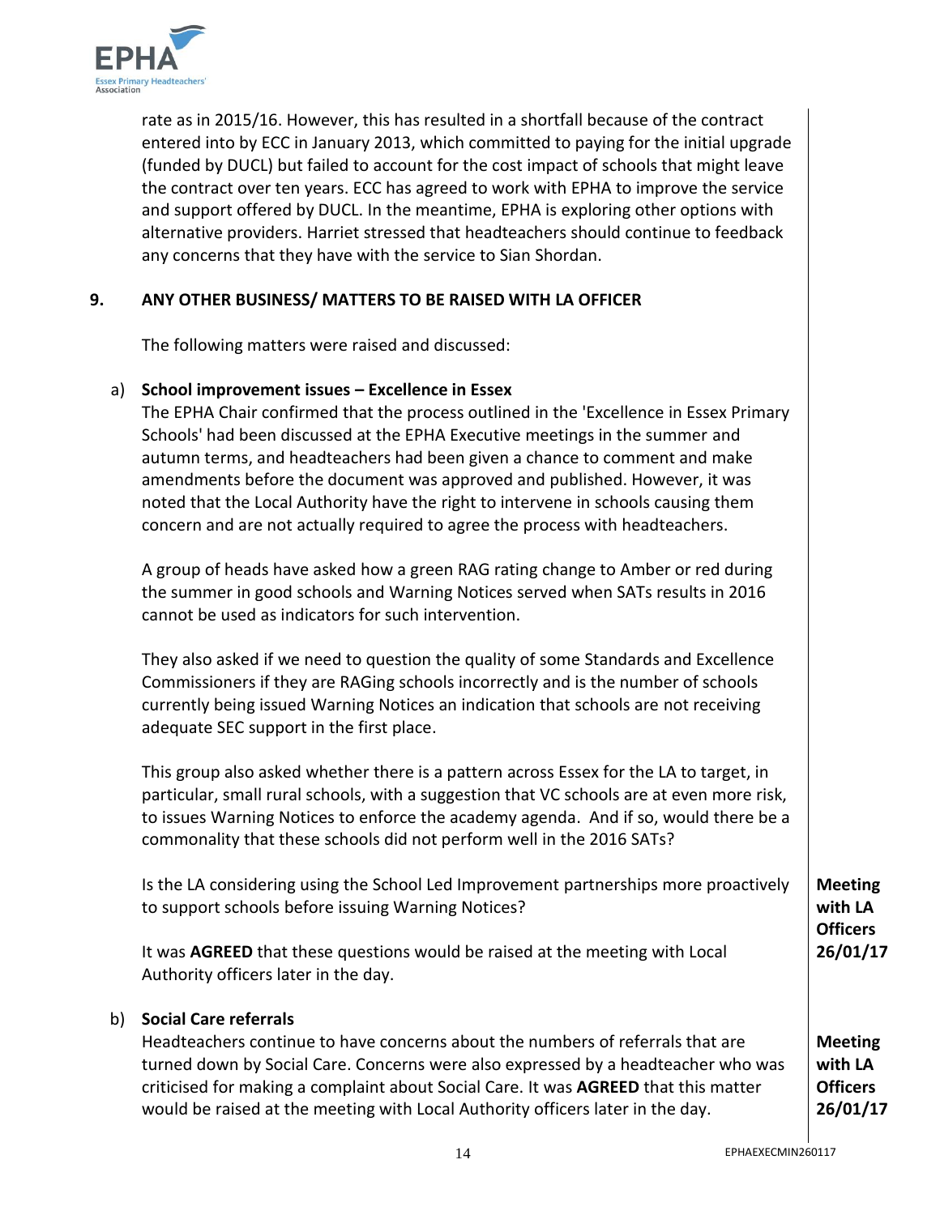rate as in 2015/16. However, this has resulted in a shortfall because of the contract entered into by ECC in January 2013, which committed to paying for the initial upgrade (funded by DUCL) but failed to account for the cost impact of schools that might leave the contract over ten years. ECC has agreed to work with EPHA to improve the service and support offered by DUCL. In the meantime, EPHA is exploring other options with alternative providers. Harriet stressed that headteachers should continue to feedback any concerns that they have with the service to Sian Shordan.

## 9. ANY OTHER BUSINESS/ MATTERS TO BE RAISED WITH LA OFFICER

The following matters were raised and discussed:

a) **School improvement issues – Excellence in Essex**

The EPHA Chair confirmed that the process outlined in the 'Excellence in Essex Primary Schools' had been discussed at the EPHA Executive meetings in the summer and autumn terms, and headteachers had been given a chance to comment and make amendments before the document was approved and published. However, it was noted that the Local Authority have the right to intervene in schools causing them concern and are not actually required to agree the process with headteachers.

A group of heads have asked how a green RAG rating change to Amber or red during the summer in good schools and Warning Notices served when SATs results in 2016 cannot be used as indicators for such intervention.

They also asked if we need to question the quality of some Standards and Excellence Commissioners if they are RAGing schools incorrectly and is the number of schools currently being issued Warning Notices an indication that schools are not receiving adequate SEC support in the first place.

This group also asked whether there is a pattern across Essex for the LA to target, in particular, small rural schools, with a suggestion that VC schools are at even more risk, to issues Warning Notices to enforce the academy agenda. And if so, would there be a commonality that these schools did not perform well in the 2016 SATs?

Is the LA considering using the School Led Improvement partnerships more proactively to support schools before issuing Warning Notices?

It was **AGREED** that these questions would be raised at the meeting with Local Authority officers later in the day.

**Meeting with LA Officers 26/01/17**

b) **Social Care referrals**

Headteachers continue to have concerns about the numbers of referrals that are turned down by Social Care. Concerns were also expressed by a headteacher who was criticised for making a complaint about Social Care. It was **AGREED** that this matter would be raised at the meeting with Local Authority officers later in the day.

**Meeting with LA Officers 26/01/17**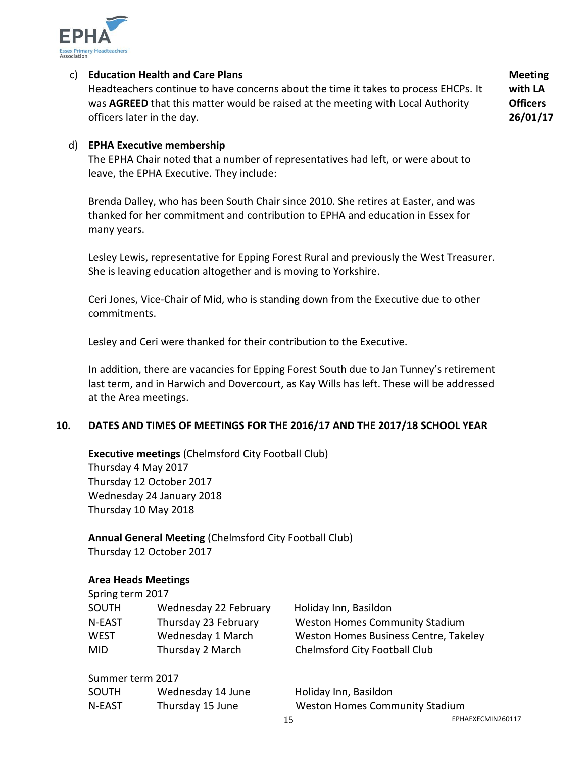c) **Education Health and Care Plans**

Headteachers continue to have concerns about the time it takes to process EHCPs. It was **AGREED** that this matter would be raised at the meeting with Local Authority officers later in the day.

**Meeting with LA Officers 26/01/17**

d) **EPHA Executive membership**

The EPHA Chair noted that a number of representatives had left, or were about to leave, the EPHA Executive. They include:

Brenda Dalley, who has been South Chair since 2010. She retires at Easter, and was thanked for her commitment and contribution to EPHA and education in Essex for many years.

Lesley Lewis, representative for Epping Forest Rural and previously the West Treasurer. She is leaving education altogether and is moving to Yorkshire.

Ceri Jones, Vice-Chair of Mid, who is standing down from the Executive due to other commitments.

Lesley and Ceri were thanked for their contribution to the Executive.

In addition, there are vacancies for Epping Forest South due to Jan Tunney's retirement last term, and in Harwich and Dovercourt, as Kay Wills has left. These will be addressed at the Area meetings.

## 10. DATES AND TIMES OF MEETINGS FOR THE 2016/17 AND THE 2017/18 SCHOOL YEAR

**Executive meetings** (Chelmsford City Football Club)
Thursday 4 May 2017
Thursday 12 October 2017
Wednesday 24 January 2018
Thursday 10 May 2018

**Annual General Meeting** (Chelmsford City Football Club)
Thursday 12 October 2017

**Area Heads Meetings**

Spring term 2017

| | | |
|---|---|---|
| SOUTH | Wednesday 22 February | Holiday Inn, Basildon |
| N-EAST | Thursday 23 February | Weston Homes Community Stadium |
| WEST | Wednesday 1 March | Weston Homes Business Centre, Takeley |
| MID | Thursday 2 March | Chelmsford City Football Club |

Summer term 2017

| | | |
|---|---|---|
| SOUTH | Wednesday 14 June | Holiday Inn, Basildon |
| N-EAST | Thursday 15 June | Weston Homes Community Stadium |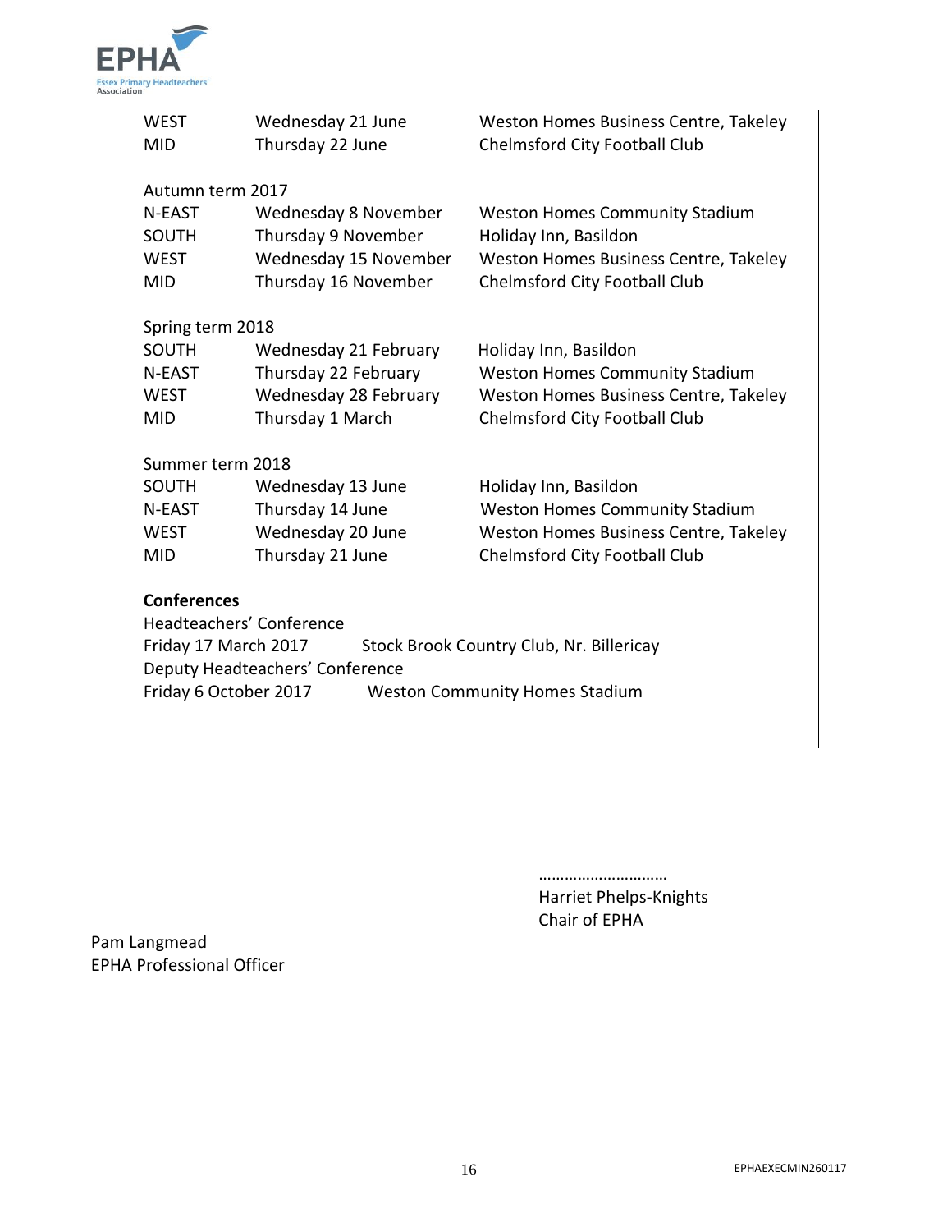| | | |
|---|---|---|
| WEST | Wednesday 21 June | Weston Homes Business Centre, Takeley |
| MID | Thursday 22 June | Chelmsford City Football Club |

Autumn term 2017

| | | |
|---|---|---|
| N-EAST | Wednesday 8 November | Weston Homes Community Stadium |
| SOUTH | Thursday 9 November | Holiday Inn, Basildon |
| WEST | Wednesday 15 November | Weston Homes Business Centre, Takeley |
| MID | Thursday 16 November | Chelmsford City Football Club |

Spring term 2018

| | | |
|---|---|---|
| SOUTH | Wednesday 21 February | Holiday Inn, Basildon |
| N-EAST | Thursday 22 February | Weston Homes Community Stadium |
| WEST | Wednesday 28 February | Weston Homes Business Centre, Takeley |
| MID | Thursday 1 March | Chelmsford City Football Club |

Summer term 2018

| | | |
|---|---|---|
| SOUTH | Wednesday 13 June | Holiday Inn, Basildon |
| N-EAST | Thursday 14 June | Weston Homes Community Stadium |
| WEST | Wednesday 20 June | Weston Homes Business Centre, Takeley |
| MID | Thursday 21 June | Chelmsford City Football Club |

**Conferences**

Headteachers' Conference
Friday 17 March 2017 Stock Brook Country Club, Nr. Billericay
Deputy Headteachers' Conference
Friday 6 October 2017 Weston Community Homes Stadium

…………………………
Harriet Phelps-Knights
Chair of EPHA

Pam Langmead
EPHA Professional Officer